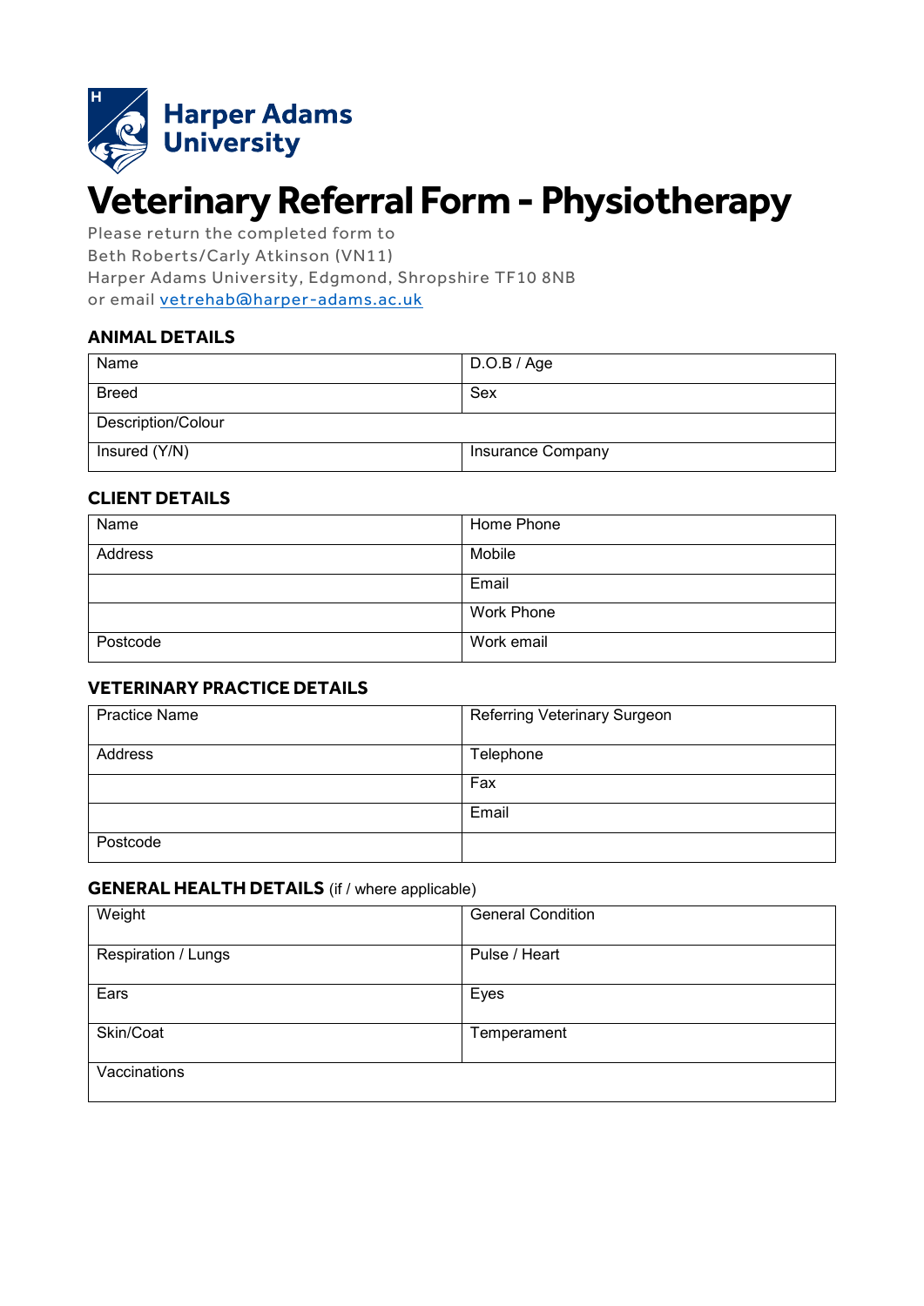Harper Adams University

# Veterinary Referral Form - Physiotherapy

Please return the completed form to
Beth Roberts/Carly Atkinson (VN11)
Harper Adams University, Edgmond, Shropshire TF10 8NB
or email vetrehab@harper-adams.ac.uk

## ANIMAL DETAILS

| Name | D.O.B / Age |
|---|---|
| Breed | Sex |
| Description/Colour | |
| Insured (Y/N) | Insurance Company |

## CLIENT DETAILS

| Name | Home Phone |
|---|---|
| Address | Mobile |
| | Email |
| | Work Phone |
| Postcode | Work email |

## VETERINARY PRACTICE DETAILS

| Practice Name | Referring Veterinary Surgeon |
|---|---|
| Address | Telephone |
| | Fax |
| | Email |
| Postcode | |

## GENERAL HEALTH DETAILS (if / where applicable)

| Weight | General Condition |
|---|---|
| Respiration / Lungs | Pulse / Heart |
| Ears | Eyes |
| Skin/Coat | Temperament |
| Vaccinations | |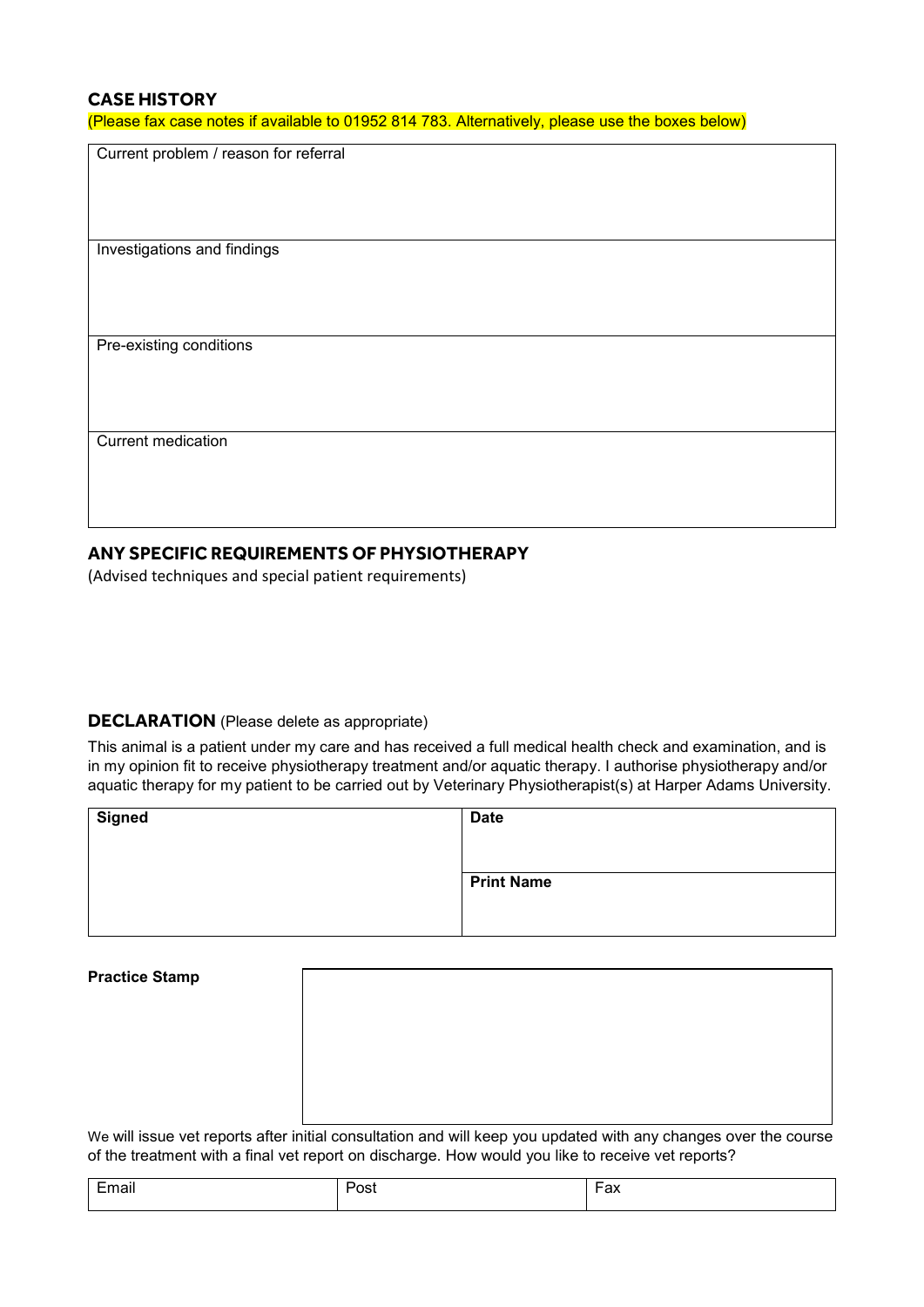## CASE HISTORY

(Please fax case notes if available to 01952 814 783. Alternatively, please use the boxes below)

| |
|---|
| Current problem / reason for referral |
| Investigations and findings |
| Pre-existing conditions |
| Current medication |

## ANY SPECIFIC REQUIREMENTS OF PHYSIOTHERAPY

(Advised techniques and special patient requirements)

## DECLARATION (Please delete as appropriate)

This animal is a patient under my care and has received a full medical health check and examination, and is in my opinion fit to receive physiotherapy treatment and/or aquatic therapy. I authorise physiotherapy and/or aquatic therapy for my patient to be carried out by Veterinary Physiotherapist(s) at Harper Adams University.

| | |
|---|---|
| **Signed** | **Date** |
| | **Print Name** |

**Practice Stamp**

We will issue vet reports after initial consultation and will keep you updated with any changes over the course of the treatment with a final vet report on discharge. How would you like to receive vet reports?

| | | |
|---|---|---|
| Email | Post | Fax |